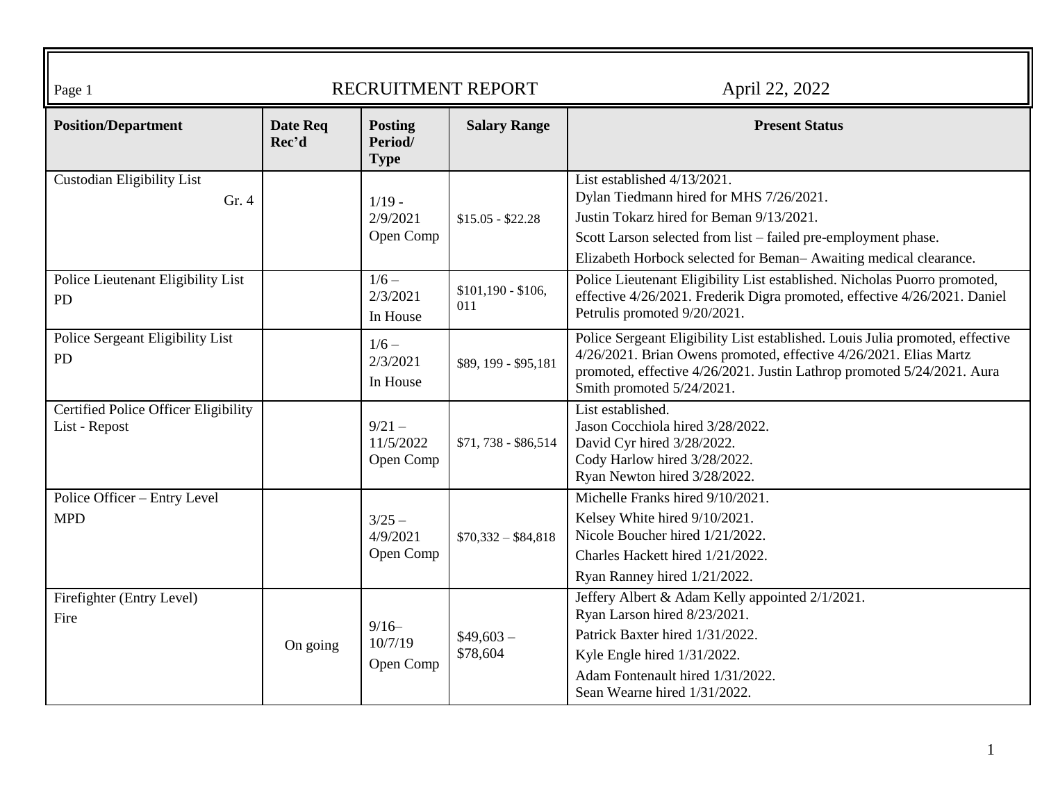# RECRUITMENT REPORT

April 22, 2022

| Position/Department | Date Req Rec'd | Posting Period/ Type | Salary Range | Present Status |
|---|---|---|---|---|
| Custodian Eligibility List Gr. 4 | | 1/19 - 2/9/2021 Open Comp | $15.05 - $22.28 | List established 4/13/2021. Dylan Tiedmann hired for MHS 7/26/2021. Justin Tokarz hired for Beman 9/13/2021. Scott Larson selected from list – failed pre-employment phase. Elizabeth Horbock selected for Beman– Awaiting medical clearance. |
| Police Lieutenant Eligibility List PD | | 1/6 – 2/3/2021 In House | $101,190 - $106, 011 | Police Lieutenant Eligibility List established. Nicholas Puorro promoted, effective 4/26/2021. Frederik Digra promoted, effective 4/26/2021. Daniel Petrulis promoted 9/20/2021. |
| Police Sergeant Eligibility List PD | | 1/6 – 2/3/2021 In House | $89, 199 - $95,181 | Police Sergeant Eligibility List established. Louis Julia promoted, effective 4/26/2021. Brian Owens promoted, effective 4/26/2021. Elias Martz promoted, effective 4/26/2021. Justin Lathrop promoted 5/24/2021. Aura Smith promoted 5/24/2021. |
| Certified Police Officer Eligibility List - Repost | | 9/21 – 11/5/2022 Open Comp | $71, 738 - $86,514 | List established. Jason Cocchiola hired 3/28/2022. David Cyr hired 3/28/2022. Cody Harlow hired 3/28/2022. Ryan Newton hired 3/28/2022. |
| Police Officer – Entry Level MPD | | 3/25 – 4/9/2021 Open Comp | $70,332 – $84,818 | Michelle Franks hired 9/10/2021. Kelsey White hired 9/10/2021. Nicole Boucher hired 1/21/2022. Charles Hackett hired 1/21/2022. Ryan Ranney hired 1/21/2022. |
| Firefighter (Entry Level) Fire | On going | 9/16– 10/7/19 Open Comp | $49,603 – $78,604 | Jeffery Albert & Adam Kelly appointed 2/1/2021. Ryan Larson hired 8/23/2021. Patrick Baxter hired 1/31/2022. Kyle Engle hired 1/31/2022. Adam Fontenault hired 1/31/2022. Sean Wearne hired 1/31/2022. |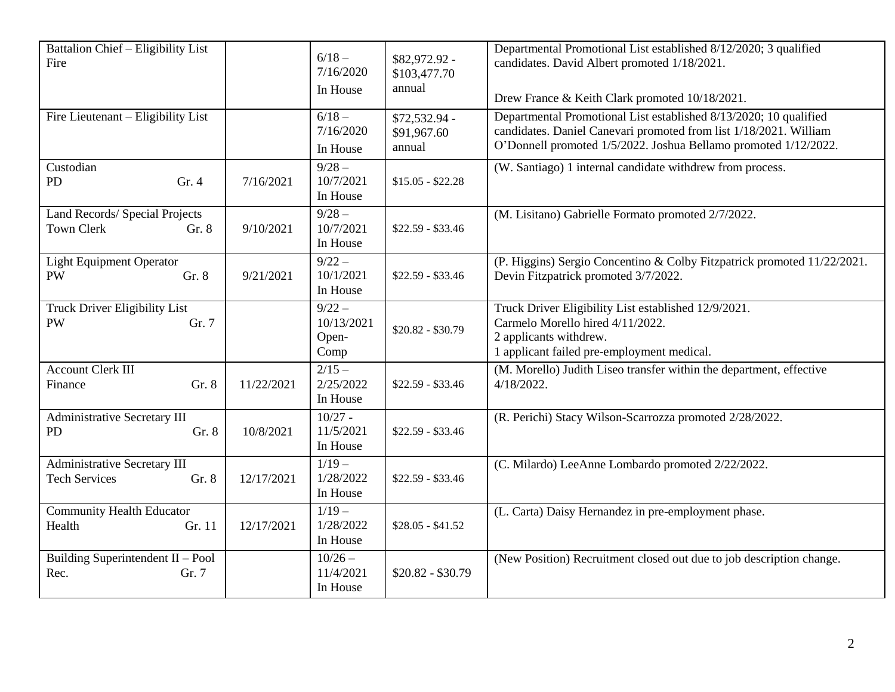| | | | | |
|---|---|---|---|---|
| Battalion Chief – Eligibility List<br>Fire | | 6/18 – 7/16/2020<br>In House | $82,972.92 - $103,477.70 annual | Departmental Promotional List established 8/12/2020; 3 qualified candidates. David Albert promoted 1/18/2021.<br><br>Drew France & Keith Clark promoted 10/18/2021. |
| Fire Lieutenant – Eligibility List | | 6/18 – 7/16/2020<br>In House | $72,532.94 - $91,967.60 annual | Departmental Promotional List established 8/13/2020; 10 qualified candidates. Daniel Canevari promoted from list 1/18/2021. William O'Donnell promoted 1/5/2022. Joshua Bellamo promoted 1/12/2022. |
| Custodian<br>PD Gr. 4 | 7/16/2021 | 9/28 – 10/7/2021<br>In House | $15.05 - $22.28 | (W. Santiago) 1 internal candidate withdrew from process. |
| Land Records/ Special Projects<br>Town Clerk Gr. 8 | 9/10/2021 | 9/28 – 10/7/2021<br>In House | $22.59 - $33.46 | (M. Lisitano) Gabrielle Formato promoted 2/7/2022. |
| Light Equipment Operator<br>PW Gr. 8 | 9/21/2021 | 9/22 – 10/1/2021<br>In House | $22.59 - $33.46 | (P. Higgins) Sergio Concentino & Colby Fitzpatrick promoted 11/22/2021. Devin Fitzpatrick promoted 3/7/2022. |
| Truck Driver Eligibility List<br>PW Gr. 7 | | 9/22 – 10/13/2021<br>Open-Comp | $20.82 - $30.79 | Truck Driver Eligibility List established 12/9/2021.<br>Carmelo Morello hired 4/11/2022.<br>2 applicants withdrew.<br>1 applicant failed pre-employment medical. |
| Account Clerk III<br>Finance Gr. 8 | 11/22/2021 | 2/15 – 2/25/2022<br>In House | $22.59 - $33.46 | (M. Morello) Judith Liseo transfer within the department, effective 4/18/2022. |
| Administrative Secretary III<br>PD Gr. 8 | 10/8/2021 | 10/27 - 11/5/2021<br>In House | $22.59 - $33.46 | (R. Perichi) Stacy Wilson-Scarrozza promoted 2/28/2022. |
| Administrative Secretary III<br>Tech Services Gr. 8 | 12/17/2021 | 1/19 – 1/28/2022<br>In House | $22.59 - $33.46 | (C. Milardo) LeeAnne Lombardo promoted 2/22/2022. |
| Community Health Educator<br>Health Gr. 11 | 12/17/2021 | 1/19 – 1/28/2022<br>In House | $28.05 - $41.52 | (L. Carta) Daisy Hernandez in pre-employment phase. |
| Building Superintendent II – Pool<br>Rec. Gr. 7 | | 10/26 – 11/4/2021<br>In House | $20.82 - $30.79 | (New Position) Recruitment closed out due to job description change. |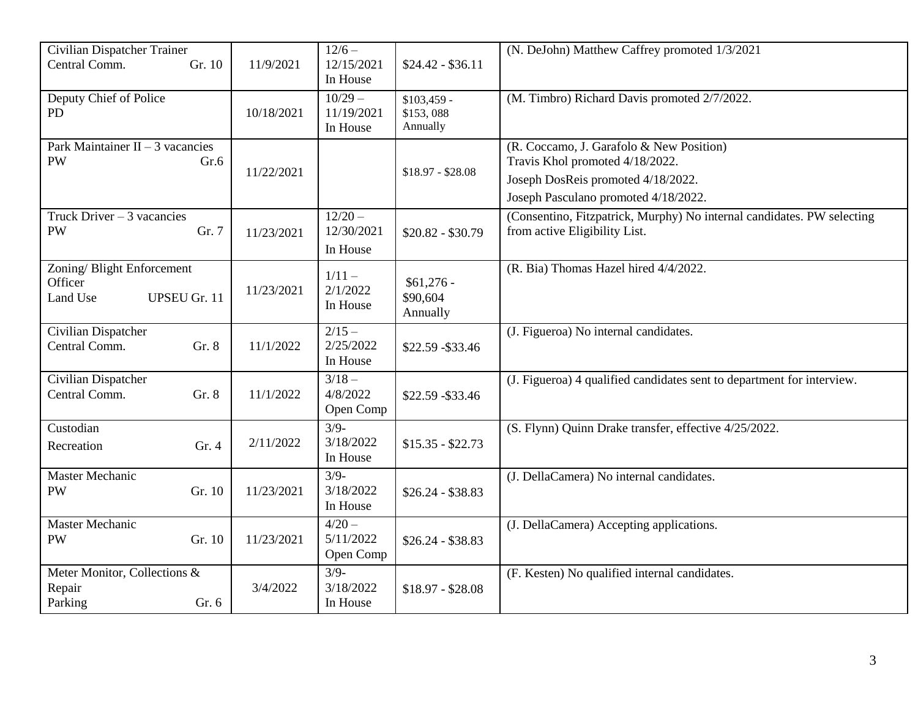| | | | | |
|---|---|---|---|---|
| Civilian Dispatcher Trainer<br>Central Comm. Gr. 10 | 11/9/2021 | 12/6 – 12/15/2021<br>In House | $24.42 - $36.11 | (N. DeJohn) Matthew Caffrey promoted 1/3/2021 |
| Deputy Chief of Police<br>PD | 10/18/2021 | 10/29 – 11/19/2021<br>In House | $103,459 - $153, 088 Annually | (M. Timbro) Richard Davis promoted 2/7/2022. |
| Park Maintainer II – 3 vacancies<br>PW Gr.6 | 11/22/2021 | | $18.97 - $28.08 | (R. Coccamo, J. Garafolo & New Position)<br>Travis Khol promoted 4/18/2022.<br>Joseph DosReis promoted 4/18/2022.<br>Joseph Pasculano promoted 4/18/2022. |
| Truck Driver – 3 vacancies<br>PW Gr. 7 | 11/23/2021 | 12/20 – 12/30/2021<br>In House | $20.82 - $30.79 | (Consentino, Fitzpatrick, Murphy) No internal candidates. PW selecting from active Eligibility List. |
| Zoning/ Blight Enforcement Officer<br>Land Use UPSEU Gr. 11 | 11/23/2021 | 1/11 – 2/1/2022<br>In House | $61,276 - $90,604 Annually | (R. Bia) Thomas Hazel hired 4/4/2022. |
| Civilian Dispatcher<br>Central Comm. Gr. 8 | 11/1/2022 | 2/15 – 2/25/2022<br>In House | $22.59 -$33.46 | (J. Figueroa) No internal candidates. |
| Civilian Dispatcher<br>Central Comm. Gr. 8 | 11/1/2022 | 3/18 – 4/8/2022<br>Open Comp | $22.59 -$33.46 | (J. Figueroa) 4 qualified candidates sent to department for interview. |
| Custodian<br>Recreation Gr. 4 | 2/11/2022 | 3/9- 3/18/2022<br>In House | $15.35 - $22.73 | (S. Flynn) Quinn Drake transfer, effective 4/25/2022. |
| Master Mechanic<br>PW Gr. 10 | 11/23/2021 | 3/9- 3/18/2022<br>In House | $26.24 - $38.83 | (J. DellaCamera) No internal candidates. |
| Master Mechanic<br>PW Gr. 10 | 11/23/2021 | 4/20 – 5/11/2022<br>Open Comp | $26.24 - $38.83 | (J. DellaCamera) Accepting applications. |
| Meter Monitor, Collections & Repair<br>Parking Gr. 6 | 3/4/2022 | 3/9- 3/18/2022<br>In House | $18.97 - $28.08 | (F. Kesten) No qualified internal candidates. |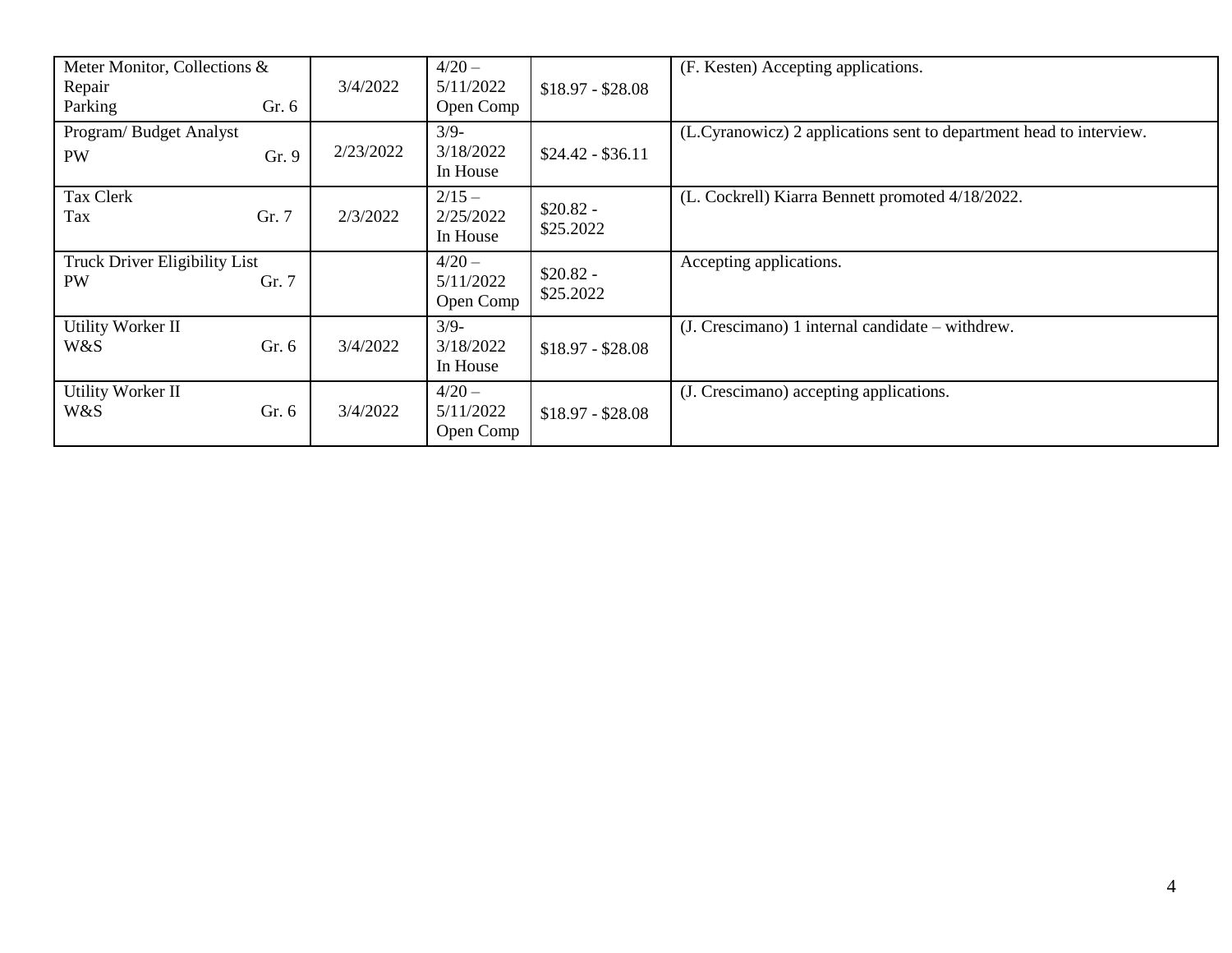| | | | | |
|---|---|---|---|---|
| Meter Monitor, Collections & Repair<br>Parking Gr. 6 | 3/4/2022 | 4/20 – 5/11/2022 Open Comp | $18.97 - $28.08 | (F. Kesten) Accepting applications. |
| Program/ Budget Analyst<br>PW Gr. 9 | 2/23/2022 | 3/9-3/18/2022 In House | $24.42 - $36.11 | (L.Cyranowicz) 2 applications sent to department head to interview. |
| Tax Clerk<br>Tax Gr. 7 | 2/3/2022 | 2/15 – 2/25/2022 In House | $20.82 - $25.2022 | (L. Cockrell) Kiarra Bennett promoted 4/18/2022. |
| Truck Driver Eligibility List<br>PW Gr. 7 | | 4/20 – 5/11/2022 Open Comp | $20.82 - $25.2022 | Accepting applications. |
| Utility Worker II<br>W&S Gr. 6 | 3/4/2022 | 3/9-3/18/2022 In House | $18.97 - $28.08 | (J. Crescimano) 1 internal candidate – withdrew. |
| Utility Worker II<br>W&S Gr. 6 | 3/4/2022 | 4/20 – 5/11/2022 Open Comp | $18.97 - $28.08 | (J. Crescimano) accepting applications. |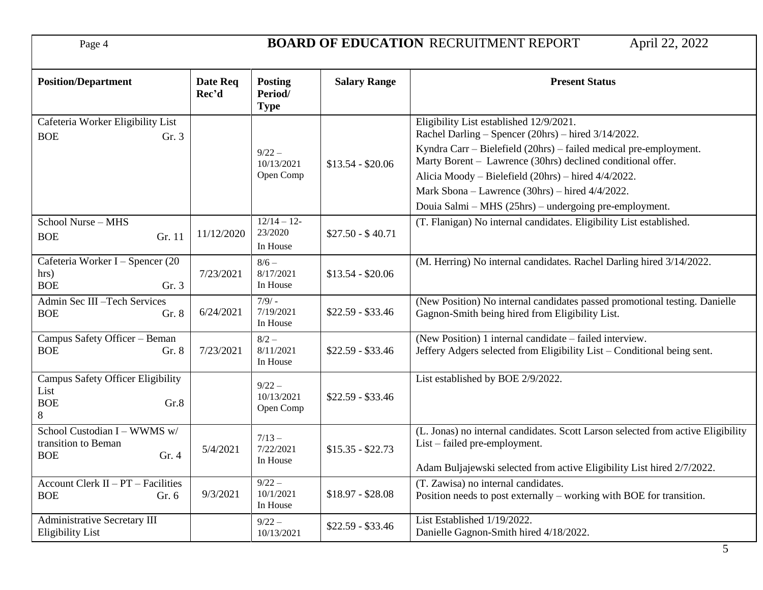## BOARD OF EDUCATION RECRUITMENT REPORT April 22, 2022

| Position/Department | Date Req Rec'd | Posting Period/ Type | Salary Range | Present Status |
|---|---|---|---|---|
| Cafeteria Worker Eligibility List BOE Gr. 3 | | 9/22 – 10/13/2021 Open Comp | $13.54 - $20.06 | Eligibility List established 12/9/2021. Rachel Darling – Spencer (20hrs) – hired 3/14/2022. Kyndra Carr – Bielefield (20hrs) – failed medical pre-employment. Marty Borent – Lawrence (30hrs) declined conditional offer. Alicia Moody – Bielefield (20hrs) – hired 4/4/2022. Mark Sbona – Lawrence (30hrs) – hired 4/4/2022. Douia Salmi – MHS (25hrs) – undergoing pre-employment. |
| School Nurse – MHS BOE Gr. 11 | 11/12/2020 | 12/14 – 12-23/2020 In House | $27.50 - $ 40.71 | (T. Flanigan) No internal candidates. Eligibility List established. |
| Cafeteria Worker I – Spencer (20 hrs) BOE Gr. 3 | 7/23/2021 | 8/6 – 8/17/2021 In House | $13.54 - $20.06 | (M. Herring) No internal candidates. Rachel Darling hired 3/14/2022. |
| Admin Sec III –Tech Services BOE Gr. 8 | 6/24/2021 | 7/9/ - 7/19/2021 In House | $22.59 - $33.46 | (New Position) No internal candidates passed promotional testing. Danielle Gagnon-Smith being hired from Eligibility List. |
| Campus Safety Officer – Beman BOE Gr. 8 | 7/23/2021 | 8/2 – 8/11/2021 In House | $22.59 - $33.46 | (New Position) 1 internal candidate – failed interview. Jeffery Adgers selected from Eligibility List – Conditional being sent. |
| Campus Safety Officer Eligibility List BOE Gr.8 8 | | 9/22 – 10/13/2021 Open Comp | $22.59 - $33.46 | List established by BOE 2/9/2022. |
| School Custodian I – WWMS w/ transition to Beman BOE Gr. 4 | 5/4/2021 | 7/13 – 7/22/2021 In House | $15.35 - $22.73 | (L. Jonas) no internal candidates. Scott Larson selected from active Eligibility List – failed pre-employment. Adam Buljajewski selected from active Eligibility List hired 2/7/2022. |
| Account Clerk II – PT – Facilities BOE Gr. 6 | 9/3/2021 | 9/22 – 10/1/2021 In House | $18.97 - $28.08 | (T. Zawisa) no internal candidates. Position needs to post externally – working with BOE for transition. |
| Administrative Secretary III Eligibility List | | 9/22 – 10/13/2021 | $22.59 - $33.46 | List Established 1/19/2022. Danielle Gagnon-Smith hired 4/18/2022. |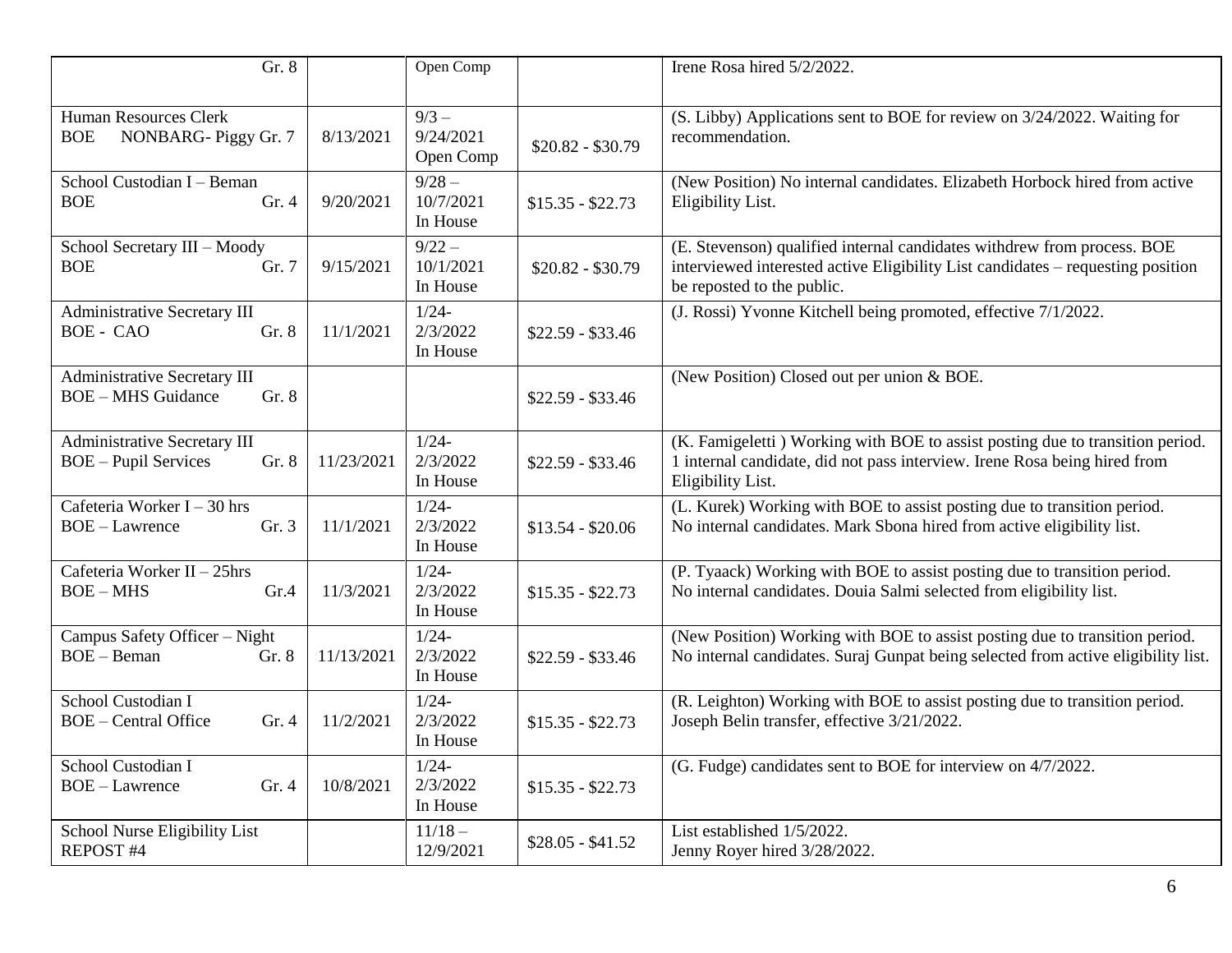| | | | | |
|---|---|---|---|---|
| Gr. 8 | | Open Comp | | Irene Rosa hired 5/2/2022. |
| Human Resources Clerk<br>BOE NONBARG- Piggy Gr. 7 | 8/13/2021 | 9/3 – 9/24/2021 Open Comp | $20.82 - $30.79 | (S. Libby) Applications sent to BOE for review on 3/24/2022. Waiting for recommendation. |
| School Custodian I – Beman<br>BOE Gr. 4 | 9/20/2021 | 9/28 – 10/7/2021 In House | $15.35 - $22.73 | (New Position) No internal candidates. Elizabeth Horbock hired from active Eligibility List. |
| School Secretary III – Moody<br>BOE Gr. 7 | 9/15/2021 | 9/22 – 10/1/2021 In House | $20.82 - $30.79 | (E. Stevenson) qualified internal candidates withdrew from process. BOE interviewed interested active Eligibility List candidates – requesting position be reposted to the public. |
| Administrative Secretary III<br>BOE - CAO Gr. 8 | 11/1/2021 | 1/24- 2/3/2022 In House | $22.59 - $33.46 | (J. Rossi) Yvonne Kitchell being promoted, effective 7/1/2022. |
| Administrative Secretary III<br>BOE – MHS Guidance Gr. 8 | | | $22.59 - $33.46 | (New Position) Closed out per union & BOE. |
| Administrative Secretary III<br>BOE – Pupil Services Gr. 8 | 11/23/2021 | 1/24- 2/3/2022 In House | $22.59 - $33.46 | (K. Famigeletti ) Working with BOE to assist posting due to transition period. 1 internal candidate, did not pass interview. Irene Rosa being hired from Eligibility List. |
| Cafeteria Worker I – 30 hrs<br>BOE – Lawrence Gr. 3 | 11/1/2021 | 1/24- 2/3/2022 In House | $13.54 - $20.06 | (L. Kurek) Working with BOE to assist posting due to transition period. No internal candidates. Mark Sbona hired from active eligibility list. |
| Cafeteria Worker II – 25hrs<br>BOE – MHS Gr.4 | 11/3/2021 | 1/24- 2/3/2022 In House | $15.35 - $22.73 | (P. Tyaack) Working with BOE to assist posting due to transition period. No internal candidates. Douia Salmi selected from eligibility list. |
| Campus Safety Officer – Night<br>BOE – Beman Gr. 8 | 11/13/2021 | 1/24- 2/3/2022 In House | $22.59 - $33.46 | (New Position) Working with BOE to assist posting due to transition period. No internal candidates. Suraj Gunpat being selected from active eligibility list. |
| School Custodian I<br>BOE – Central Office Gr. 4 | 11/2/2021 | 1/24- 2/3/2022 In House | $15.35 - $22.73 | (R. Leighton) Working with BOE to assist posting due to transition period. Joseph Belin transfer, effective 3/21/2022. |
| School Custodian I<br>BOE – Lawrence Gr. 4 | 10/8/2021 | 1/24- 2/3/2022 In House | $15.35 - $22.73 | (G. Fudge) candidates sent to BOE for interview on 4/7/2022. |
| School Nurse Eligibility List<br>REPOST #4 | | 11/18 – 12/9/2021 | $28.05 - $41.52 | List established 1/5/2022.<br>Jenny Royer hired 3/28/2022. |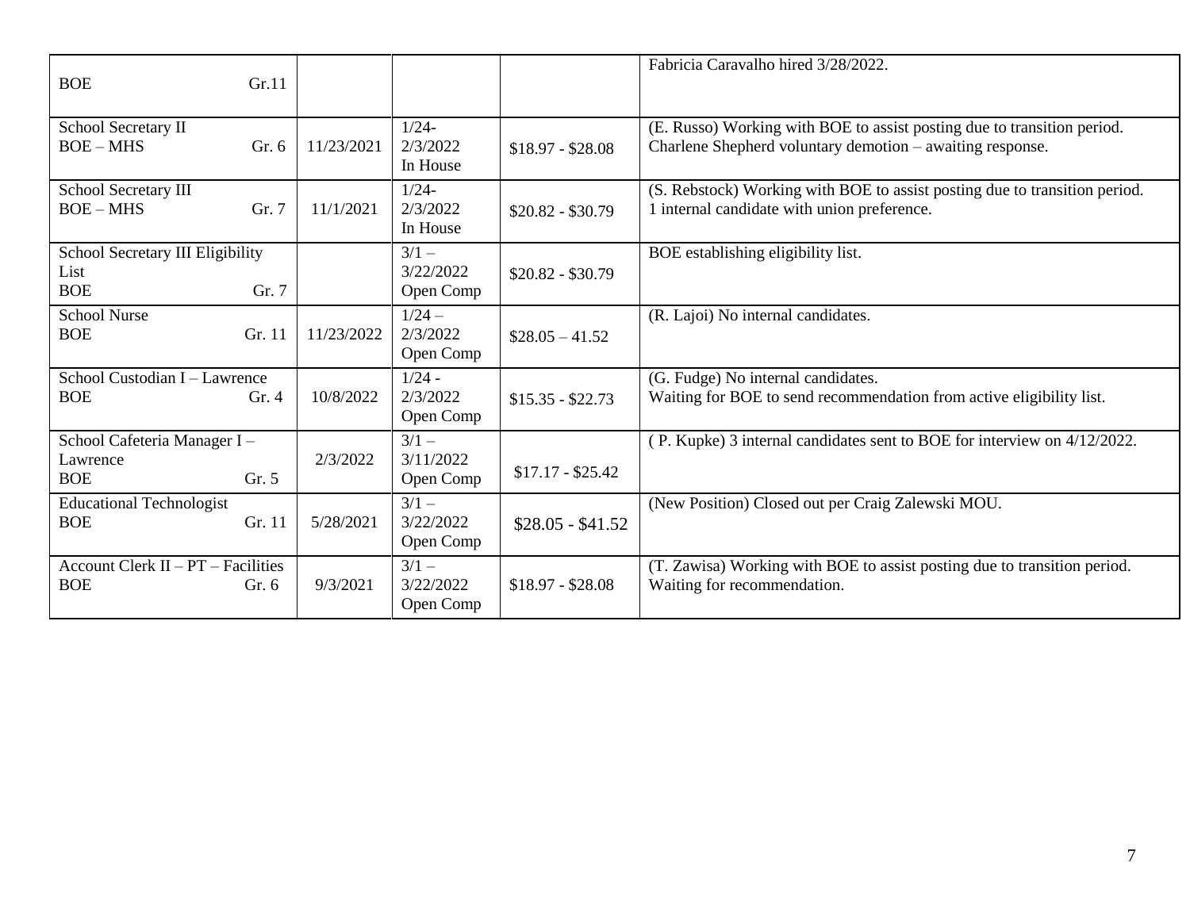| | | | | |
|---|---|---|---|---|
| BOE Gr.11 | | | | Fabricia Caravalho hired 3/28/2022. |
| School Secretary II<br>BOE – MHS Gr. 6 | 11/23/2021 | 1/24-<br>2/3/2022<br>In House | $18.97 - $28.08 | (E. Russo) Working with BOE to assist posting due to transition period.<br>Charlene Shepherd voluntary demotion – awaiting response. |
| School Secretary III<br>BOE – MHS Gr. 7 | 11/1/2021 | 1/24-<br>2/3/2022<br>In House | $20.82 - $30.79 | (S. Rebstock) Working with BOE to assist posting due to transition period.<br>1 internal candidate with union preference. |
| School Secretary III Eligibility List<br>BOE Gr. 7 | | 3/1 –<br>3/22/2022<br>Open Comp | $20.82 - $30.79 | BOE establishing eligibility list. |
| School Nurse<br>BOE Gr. 11 | 11/23/2022 | 1/24 –<br>2/3/2022<br>Open Comp | $28.05 – 41.52 | (R. Lajoi) No internal candidates. |
| School Custodian I – Lawrence<br>BOE Gr. 4 | 10/8/2022 | 1/24 -<br>2/3/2022<br>Open Comp | $15.35 - $22.73 | (G. Fudge) No internal candidates.<br>Waiting for BOE to send recommendation from active eligibility list. |
| School Cafeteria Manager I – Lawrence<br>BOE Gr. 5 | 2/3/2022 | 3/1 –<br>3/11/2022<br>Open Comp | $17.17 - $25.42 | ( P. Kupke) 3 internal candidates sent to BOE for interview on 4/12/2022. |
| Educational Technologist<br>BOE Gr. 11 | 5/28/2021 | 3/1 –<br>3/22/2022<br>Open Comp | $28.05 - $41.52 | (New Position) Closed out per Craig Zalewski MOU. |
| Account Clerk II – PT – Facilities<br>BOE Gr. 6 | 9/3/2021 | 3/1 –<br>3/22/2022<br>Open Comp | $18.97 - $28.08 | (T. Zawisa) Working with BOE to assist posting due to transition period.<br>Waiting for recommendation. |